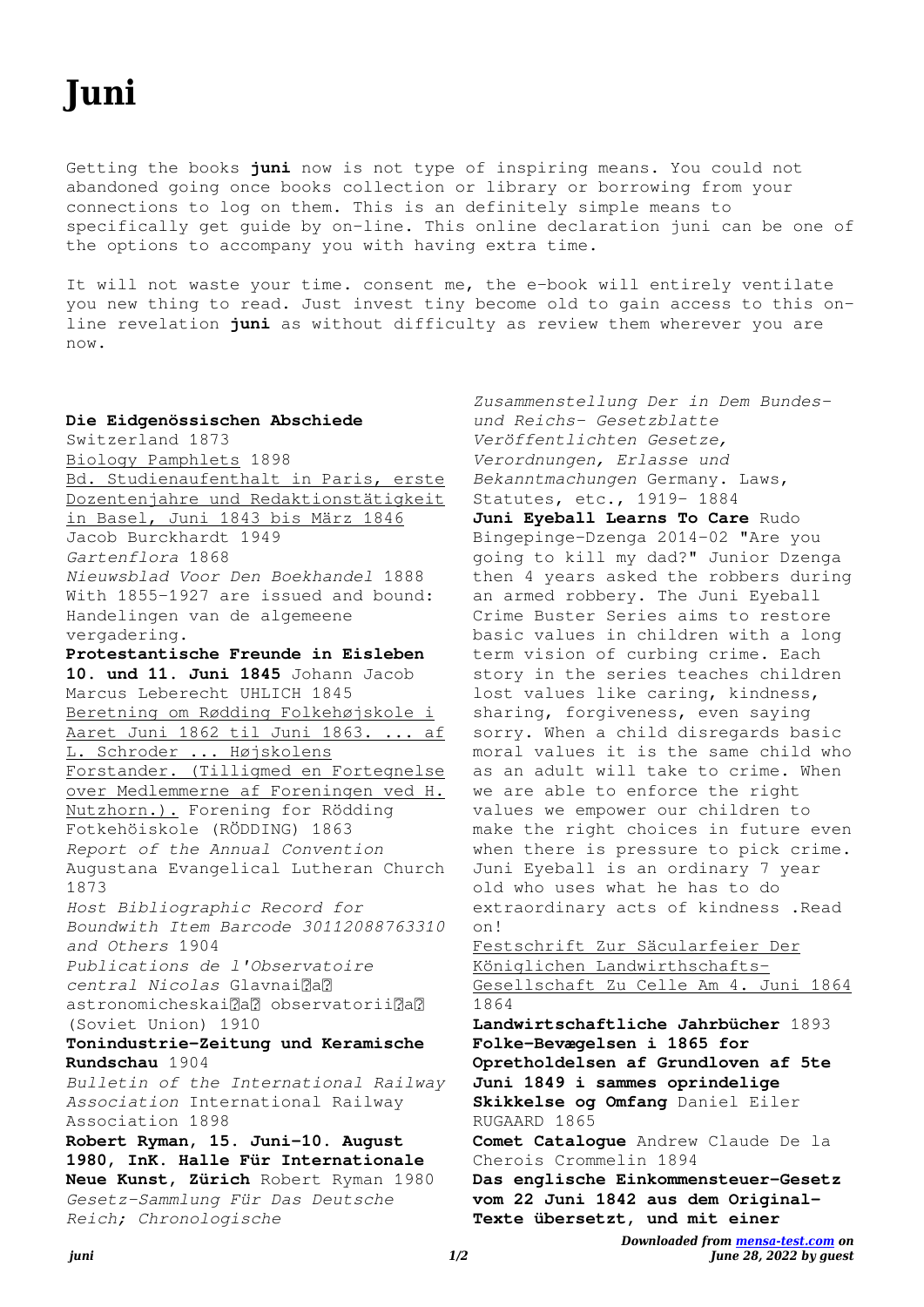# Juni

Getting the books **juni** now is not type of inspiring means. You could not abandoned going once books collection or library or borrowing from your connections to log on them. This is an definitely simple means to specifically get guide by on-line. This online declaration juni can be one of the options to accompany you with having extra time.

It will not waste your time. consent me, the e-book will entirely ventilate you new thing to read. Just invest tiny become old to gain access to this on-line revelation **juni** as without difficulty as review them wherever you are now.

**Die Eidgenössischen Abschiede** Switzerland 1873

Biology Pamphlets 1898

Bd. Studienaufenthalt in Paris, erste Dozentenjahre und Redaktionstätigkeit in Basel, Juni 1843 bis März 1846 Jacob Burckhardt 1949

*Gartenflora* 1868

*Nieuwsblad Voor Den Boekhandel* 1888 With 1855-1927 are issued and bound: Handelingen van de algemeene vergadering.

**Protestantische Freunde in Eisleben 10. und 11. Juni 1845** Johann Jacob Marcus Leberecht UHLICH 1845

Beretning om Rødding Folkehøjskole i Aaret Juni 1862 til Juni 1863. ... af L. Schroder ... Højskolens Forstander. (Tilligmed en Fortegnelse over Medlemmerne af Foreningen ved H. Nutzhorn.). Forening for Rödding Fotkehöiskole (RÖDDING) 1863

*Report of the Annual Convention* Augustana Evangelical Lutheran Church 1873

*Host Bibliographic Record for Boundwith Item Barcode 30112088763310 and Others* 1904

*Publications de l'Observatoire central Nicolas* Glavnai͡a͡ astronomicheskai͡a͡ observatorii͡a͡ (Soviet Union) 1910

**Tonindustrie-Zeitung und Keramische Rundschau** 1904

*Bulletin of the International Railway Association* International Railway Association 1898

**Robert Ryman, 15. Juni-10. August 1980, InK. Halle Für Internationale Neue Kunst, Zürich** Robert Ryman 1980

*Gesetz-Sammlung Für Das Deutsche Reich; Chronologische Zusammenstellung Der in Dem Bundes- und Reichs- Gesetzblatte Veröffentlichten Gesetze, Verordnungen, Erlasse und Bekanntmachungen* Germany. Laws, Statutes, etc., 1919- 1884

**Juni Eyeball Learns To Care** Rudo Bingepinge-Dzenga 2014-02 "Are you going to kill my dad?" Junior Dzenga then 4 years asked the robbers during an armed robbery. The Juni Eyeball Crime Buster Series aims to restore basic values in children with a long term vision of curbing crime. Each story in the series teaches children lost values like caring, kindness, sharing, forgiveness, even saying sorry. When a child disregards basic moral values it is the same child who as an adult will take to crime. When we are able to enforce the right values we empower our children to make the right choices in future even when there is pressure to pick crime. Juni Eyeball is an ordinary 7 year old who uses what he has to do extraordinary acts of kindness .Read on!

Festschrift Zur Säcularfeier Der Königlichen Landwirthschafts-Gesellschaft Zu Celle Am 4. Juni 1864 1864

**Landwirtschaftliche Jahrbücher** 1893

**Folke-Bevægelsen i 1865 for Opretholdelsen af Grundloven af 5te Juni 1849 i sammes oprindelige Skikkelse og Omfang** Daniel Eiler RUGAARD 1865

**Comet Catalogue** Andrew Claude De la Cherois Crommelin 1894

**Das englische Einkommensteuer-Gesetz vom 22 Juni 1842 aus dem Original-Texte übersetzt, und mit einer**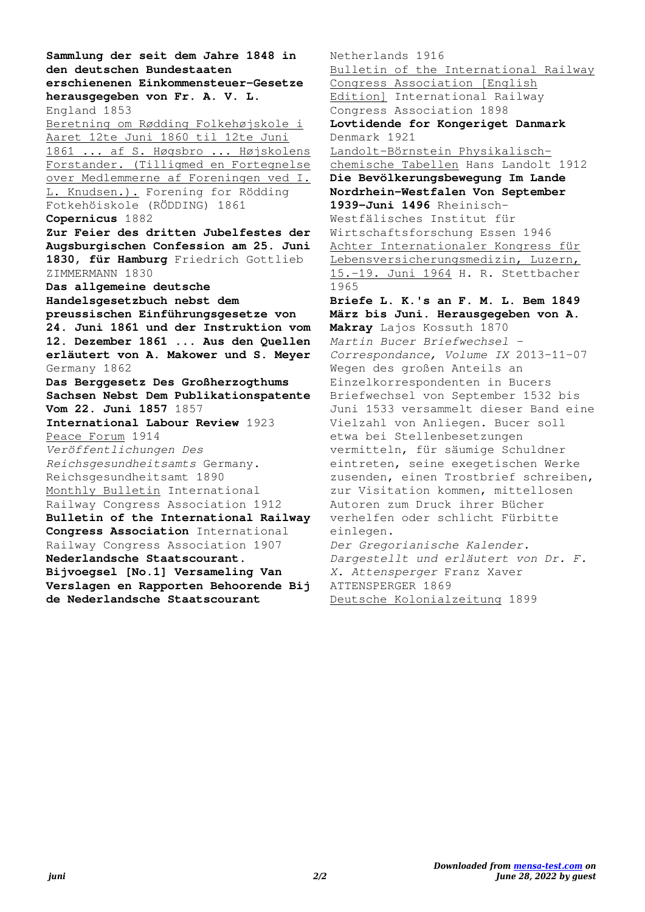**Sammlung der seit dem Jahre 1848 in den deutschen Bundestaaten erschienenen Einkommensteuer-Gesetze herausgegeben von Fr. A. V. L.** England 1853

Beretning om Rødding Folkehøjskole i Aaret 12te Juni 1860 til 12te Juni 1861 ... af S. Høgsbro ... Højskolens Forstander. (Tilligmed en Fortegnelse over Medlemmerne af Foreningen ved I. L. Knudsen.). Forening for Rödding Fotkehöiskole (RÖDDING) 1861

**Copernicus** 1882

**Zur Feier des dritten Jubelfestes der Augsburgischen Confession am 25. Juni 1830, für Hamburg** Friedrich Gottlieb ZIMMERMANN 1830

**Das allgemeine deutsche Handelsgesetzbuch nebst dem preussischen Einführungsgesetze von 24. Juni 1861 und der Instruktion vom 12. Dezember 1861 ... Aus den Quellen erläutert von A. Makower und S. Meyer** Germany 1862

**Das Berggesetz Des Großherzogthums Sachsen Nebst Dem Publikationspatente Vom 22. Juni 1857** 1857

**International Labour Review** 1923

Peace Forum 1914

*Veröffentlichungen Des Reichsgesundheitsamts* Germany. Reichsgesundheitsamt 1890

Monthly Bulletin International Railway Congress Association 1912

**Bulletin of the International Railway Congress Association** International Railway Congress Association 1907

**Nederlandsche Staatscourant. Bijvoegsel [No.1] Versameling Van Verslagen en Rapporten Behoorende Bij de Nederlandsche Staatscourant** Netherlands 1916

Bulletin of the International Railway Congress Association [English Edition] International Railway Congress Association 1898

**Lovtidende for Kongeriget Danmark** Denmark 1921

Landolt-Börnstein Physikalisch-chemische Tabellen Hans Landolt 1912

**Die Bevölkerungsbewegung Im Lande Nordrhein-Westfalen Von September 1939-Juni 1496** Rheinisch-Westfälisches Institut für Wirtschaftsforschung Essen 1946

Achter Internationaler Kongress für Lebensversicherungsmedizin, Luzern, 15.-19. Juni 1964 H. R. Stettbacher 1965

**Briefe L. K.'s an F. M. L. Bem 1849 März bis Juni. Herausgegeben von A. Makray** Lajos Kossuth 1870

*Martin Bucer Briefwechsel - Correspondance, Volume IX* 2013-11-07 Wegen des großen Anteils an Einzelkorrespondenten in Bucers Briefwechsel von September 1532 bis Juni 1533 versammelt dieser Band eine Vielzahl von Anliegen. Bucer soll etwa bei Stellenbesetzungen vermitteln, für säumige Schuldner eintreten, seine exegetischen Werke zusenden, einen Trostbrief schreiben, zur Visitation kommen, mittellosen Autoren zum Druck ihrer Bücher verhelfen oder schlicht Fürbitte einlegen.

*Der Gregorianische Kalender. Dargestellt und erläutert von Dr. F. X. Attensperger* Franz Xaver ATTENSPERGER 1869

Deutsche Kolonialzeitung 1899